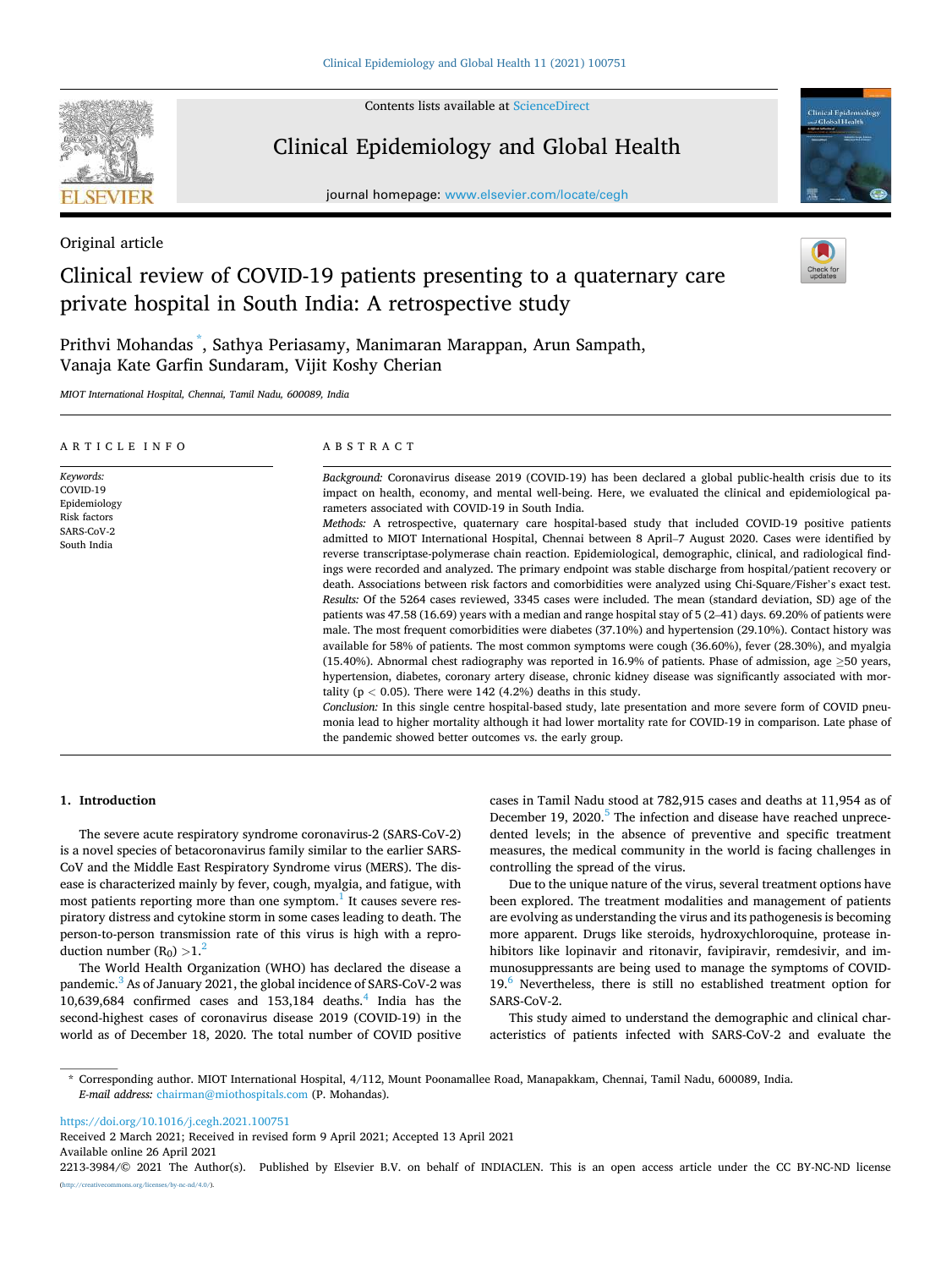Contents lists available at ScienceDirect

# Clinical Epidemiology and Global Health

journal homepage: www.elsevier.com/locate/cegh

Original article

# Clinical review of COVID-19 patients presenting to a quaternary care private hospital in South India: A retrospective study

Prithvi Mohandas*, Sathya Periasamy, Manimaran Marappan, Arun Sampath, Vanaja Kate Garfin Sundaram, Vijit Koshy Cherian

*MIOT International Hospital, Chennai, Tamil Nadu, 600089, India*

## ARTICLE INFO

*Keywords:*
COVID-19
Epidemiology
Risk factors
SARS-CoV-2
South India

## ABSTRACT

*Background:* Coronavirus disease 2019 (COVID-19) has been declared a global public-health crisis due to its impact on health, economy, and mental well-being. Here, we evaluated the clinical and epidemiological parameters associated with COVID-19 in South India.

*Methods:* A retrospective, quaternary care hospital-based study that included COVID-19 positive patients admitted to MIOT International Hospital, Chennai between 8 April–7 August 2020. Cases were identified by reverse transcriptase-polymerase chain reaction. Epidemiological, demographic, clinical, and radiological findings were recorded and analyzed. The primary endpoint was stable discharge from hospital/patient recovery or death. Associations between risk factors and comorbidities were analyzed using Chi-Square/Fisher's exact test.

*Results:* Of the 5264 cases reviewed, 3345 cases were included. The mean (standard deviation, SD) age of the patients was 47.58 (16.69) years with a median and range hospital stay of 5 (2–41) days. 69.20% of patients were male. The most frequent comorbidities were diabetes (37.10%) and hypertension (29.10%). Contact history was available for 58% of patients. The most common symptoms were cough (36.60%), fever (28.30%), and myalgia (15.40%). Abnormal chest radiography was reported in 16.9% of patients. Phase of admission, age ≥50 years, hypertension, diabetes, coronary artery disease, chronic kidney disease was significantly associated with mortality ($p < 0.05$). There were 142 (4.2%) deaths in this study.

*Conclusion:* In this single centre hospital-based study, late presentation and more severe form of COVID pneumonia lead to higher mortality although it had lower mortality rate for COVID-19 in comparison. Late phase of the pandemic showed better outcomes vs. the early group.

## 1. Introduction

The severe acute respiratory syndrome coronavirus-2 (SARS-CoV-2) is a novel species of betacoronavirus family similar to the earlier SARS-CoV and the Middle East Respiratory Syndrome virus (MERS). The disease is characterized mainly by fever, cough, myalgia, and fatigue, with most patients reporting more than one symptom.[1] It causes severe respiratory distress and cytokine storm in some cases leading to death. The person-to-person transmission rate of this virus is high with a reproduction number ($R_0$) >1.[2]

The World Health Organization (WHO) has declared the disease a pandemic.[3] As of January 2021, the global incidence of SARS-CoV-2 was 10,639,684 confirmed cases and 153,184 deaths.[4] India has the second-highest cases of coronavirus disease 2019 (COVID-19) in the world as of December 18, 2020. The total number of COVID positive cases in Tamil Nadu stood at 782,915 cases and deaths at 11,954 as of December 19, 2020.[5] The infection and disease have reached unprecedented levels; in the absence of preventive and specific treatment measures, the medical community in the world is facing challenges in controlling the spread of the virus.

Due to the unique nature of the virus, several treatment options have been explored. The treatment modalities and management of patients are evolving as understanding the virus and its pathogenesis is becoming more apparent. Drugs like steroids, hydroxychloroquine, protease inhibitors like lopinavir and ritonavir, favipiravir, remdesivir, and immunosuppressants are being used to manage the symptoms of COVID-19.[6] Nevertheless, there is still no established treatment option for SARS-CoV-2.

This study aimed to understand the demographic and clinical characteristics of patients infected with SARS-CoV-2 and evaluate the

---

* Corresponding author. MIOT International Hospital, 4/112, Mount Poonamallee Road, Manapakkam, Chennai, Tamil Nadu, 600089, India.
*E-mail address:* chairman@miothospitals.com (P. Mohandas).

https://doi.org/10.1016/j.cegh.2021.100751
Received 2 March 2021; Received in revised form 9 April 2021; Accepted 13 April 2021
Available online 26 April 2021
2213-3984/© 2021 The Author(s). Published by Elsevier B.V. on behalf of INDIACLEN. This is an open access article under the CC BY-NC-ND license (http://creativecommons.org/licenses/by-nc-nd/4.0/).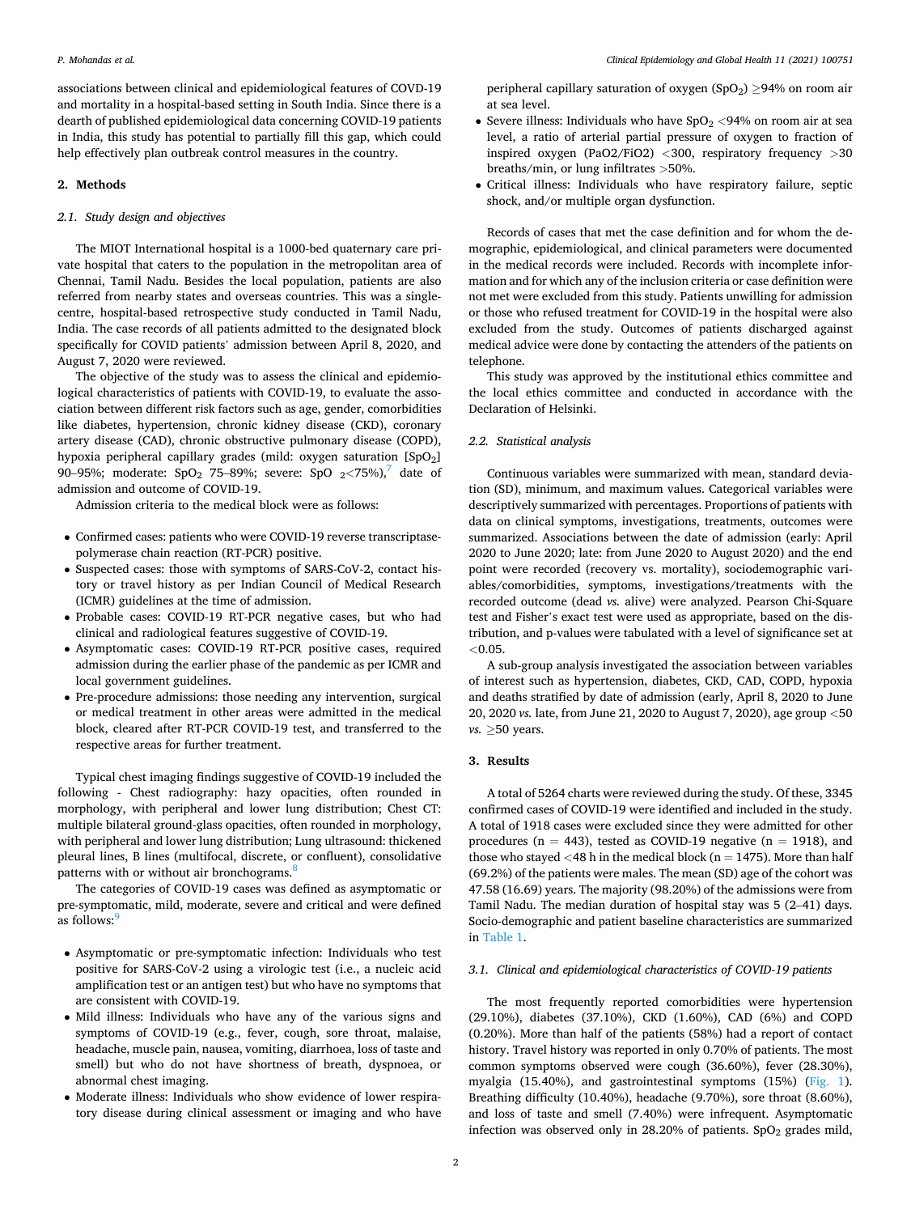associations between clinical and epidemiological features of COVID-19 and mortality in a hospital-based setting in South India. Since there is a dearth of published epidemiological data concerning COVID-19 patients in India, this study has potential to partially fill this gap, which could help effectively plan outbreak control measures in the country.

## 2. Methods

### 2.1. Study design and objectives

The MIOT International hospital is a 1000-bed quaternary care private hospital that caters to the population in the metropolitan area of Chennai, Tamil Nadu. Besides the local population, patients are also referred from nearby states and overseas countries. This was a single-centre, hospital-based retrospective study conducted in Tamil Nadu, India. The case records of all patients admitted to the designated block specifically for COVID patients' admission between April 8, 2020, and August 7, 2020 were reviewed.

The objective of the study was to assess the clinical and epidemiological characteristics of patients with COVID-19, to evaluate the association between different risk factors such as age, gender, comorbidities like diabetes, hypertension, chronic kidney disease (CKD), coronary artery disease (CAD), chronic obstructive pulmonary disease (COPD), hypoxia peripheral capillary grades (mild: oxygen saturation [$SpO_2$] 90–95%; moderate: $SpO_2$ 75–89%; severe: $SpO_2$ <75%),[7] date of admission and outcome of COVID-19.

Admission criteria to the medical block were as follows:

- Confirmed cases: patients who were COVID-19 reverse transcriptase-polymerase chain reaction (RT-PCR) positive.
- Suspected cases: those with symptoms of SARS-CoV-2, contact history or travel history as per Indian Council of Medical Research (ICMR) guidelines at the time of admission.
- Probable cases: COVID-19 RT-PCR negative cases, but who had clinical and radiological features suggestive of COVID-19.
- Asymptomatic cases: COVID-19 RT-PCR positive cases, required admission during the earlier phase of the pandemic as per ICMR and local government guidelines.
- Pre-procedure admissions: those needing any intervention, surgical or medical treatment in other areas were admitted in the medical block, cleared after RT-PCR COVID-19 test, and transferred to the respective areas for further treatment.

Typical chest imaging findings suggestive of COVID-19 included the following - Chest radiography: hazy opacities, often rounded in morphology, with peripheral and lower lung distribution; Chest CT: multiple bilateral ground-glass opacities, often rounded in morphology, with peripheral and lower lung distribution; Lung ultrasound: thickened pleural lines, B lines (multifocal, discrete, or confluent), consolidative patterns with or without air bronchograms.[8]

The categories of COVID-19 cases was defined as asymptomatic or pre-symptomatic, mild, moderate, severe and critical and were defined as follows:[9]

- Asymptomatic or pre-symptomatic infection: Individuals who test positive for SARS-CoV-2 using a virologic test (i.e., a nucleic acid amplification test or an antigen test) but who have no symptoms that are consistent with COVID-19.
- Mild illness: Individuals who have any of the various signs and symptoms of COVID-19 (e.g., fever, cough, sore throat, malaise, headache, muscle pain, nausea, vomiting, diarrhoea, loss of taste and smell) but who do not have shortness of breath, dyspnoea, or abnormal chest imaging.
- Moderate illness: Individuals who show evidence of lower respiratory disease during clinical assessment or imaging and who have peripheral capillary saturation of oxygen ($SpO_2$) ≥94% on room air at sea level.
- Severe illness: Individuals who have $SpO_2$ <94% on room air at sea level, a ratio of arterial partial pressure of oxygen to fraction of inspired oxygen ($PaO2/FiO2$) <300, respiratory frequency >30 breaths/min, or lung infiltrates >50%.
- Critical illness: Individuals who have respiratory failure, septic shock, and/or multiple organ dysfunction.

Records of cases that met the case definition and for whom the demographic, epidemiological, and clinical parameters were documented in the medical records were included. Records with incomplete information and for which any of the inclusion criteria or case definition were not met were excluded from this study. Patients unwilling for admission or those who refused treatment for COVID-19 in the hospital were also excluded from the study. Outcomes of patients discharged against medical advice were done by contacting the attenders of the patients on telephone.

This study was approved by the institutional ethics committee and the local ethics committee and conducted in accordance with the Declaration of Helsinki.

### 2.2. Statistical analysis

Continuous variables were summarized with mean, standard deviation (SD), minimum, and maximum values. Categorical variables were descriptively summarized with percentages. Proportions of patients with data on clinical symptoms, investigations, treatments, outcomes were summarized. Associations between the date of admission (early: April 2020 to June 2020; late: from June 2020 to August 2020) and the end point were recorded (recovery vs. mortality), sociodemographic variables/comorbidities, symptoms, investigations/treatments with the recorded outcome (dead *vs.* alive) were analyzed. Pearson Chi-Square test and Fisher's exact test were used as appropriate, based on the distribution, and p-values were tabulated with a level of significance set at <0.05.

A sub-group analysis investigated the association between variables of interest such as hypertension, diabetes, CKD, CAD, COPD, hypoxia and deaths stratified by date of admission (early, April 8, 2020 to June 20, 2020 *vs.* late, from June 21, 2020 to August 7, 2020), age group <50 *vs.* ≥50 years.

## 3. Results

A total of 5264 charts were reviewed during the study. Of these, 3345 confirmed cases of COVID-19 were identified and included in the study. A total of 1918 cases were excluded since they were admitted for other procedures (n = 443), tested as COVID-19 negative (n = 1918), and those who stayed <48 h in the medical block (n = 1475). More than half (69.2%) of the patients were males. The mean (SD) age of the cohort was 47.58 (16.69) years. The majority (98.20%) of the admissions were from Tamil Nadu. The median duration of hospital stay was 5 (2–41) days. Socio-demographic and patient baseline characteristics are summarized in Table 1.

### 3.1. Clinical and epidemiological characteristics of COVID-19 patients

The most frequently reported comorbidities were hypertension (29.10%), diabetes (37.10%), CKD (1.60%), CAD (6%) and COPD (0.20%). More than half of the patients (58%) had a report of contact history. Travel history was reported in only 0.70% of patients. The most common symptoms observed were cough (36.60%), fever (28.30%), myalgia (15.40%), and gastrointestinal symptoms (15%) (Fig. 1). Breathing difficulty (10.40%), headache (9.70%), sore throat (8.60%), and loss of taste and smell (7.40%) were infrequent. Asymptomatic infection was observed only in 28.20% of patients. $SpO_2$ grades mild,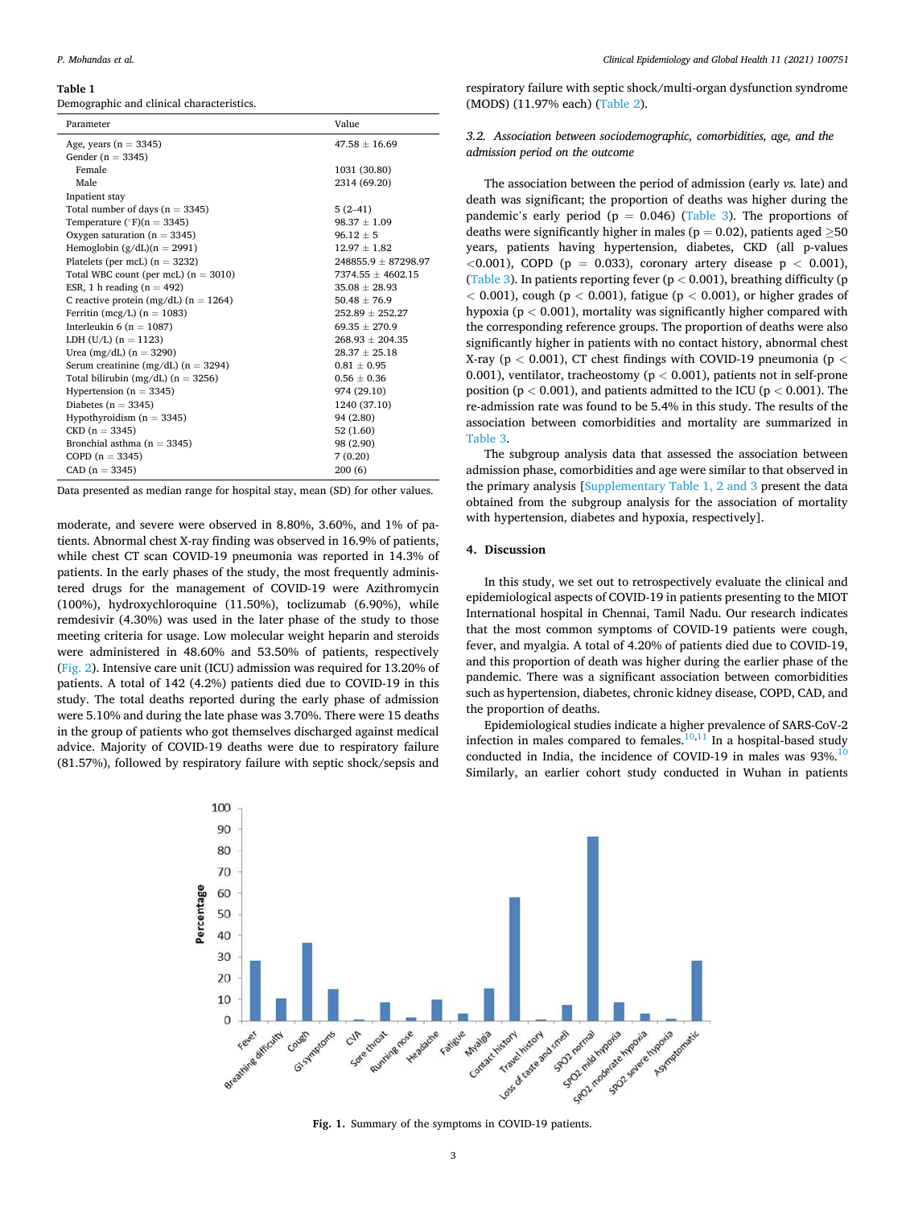**Table 1**
Demographic and clinical characteristics.

| Parameter | Value |
|---|---|
| Age, years (n = 3345) | 47.58 ± 16.69 |
| Gender (n = 3345) | |
| Female | 1031 (30.80) |
| Male | 2314 (69.20) |
| Inpatient stay | |
| Total number of days (n = 3345) | 5 (2–41) |
| Temperature (°F)(n = 3345) | 98.37 ± 1.09 |
| Oxygen saturation (n = 3345) | 96.12 ± 5 |
| Hemoglobin (g/dL)(n = 2991) | 12.97 ± 1.82 |
| Platelets (per mcL) (n = 3232) | 248855.9 ± 87298.97 |
| Total WBC count (per mcL) (n = 3010) | 7374.55 ± 4602.15 |
| ESR, 1 h reading (n = 492) | 35.08 ± 28.93 |
| C reactive protein (mg/dL) (n = 1264) | 50.48 ± 76.9 |
| Ferritin (mcg/L) (n = 1083) | 252.89 ± 252.27 |
| Interleukin 6 (n = 1087) | 69.35 ± 270.9 |
| LDH (U/L) (n = 1123) | 268.93 ± 204.35 |
| Urea (mg/dL) (n = 3290) | 28.37 ± 25.18 |
| Serum creatinine (mg/dL) (n = 3294) | 0.81 ± 0.95 |
| Total bilirubin (mg/dL) (n = 3256) | 0.56 ± 0.36 |
| Hypertension (n = 3345) | 974 (29.10) |
| Diabetes (n = 3345) | 1240 (37.10) |
| Hypothyroidism (n = 3345) | 94 (2.80) |
| CKD (n = 3345) | 52 (1.60) |
| Bronchial asthma (n = 3345) | 98 (2.90) |
| COPD (n = 3345) | 7 (0.20) |
| CAD (n = 3345) | 200 (6) |

Data presented as median range for hospital stay, mean (SD) for other values.

moderate, and severe were observed in 8.80%, 3.60%, and 1% of patients. Abnormal chest X-ray finding was observed in 16.9% of patients, while chest CT scan COVID-19 pneumonia was reported in 14.3% of patients. In the early phases of the study, the most frequently administered drugs for the management of COVID-19 were Azithromycin (100%), hydroxychloroquine (11.50%), toclizumab (6.90%), while remdesivir (4.30%) was used in the later phase of the study to those meeting criteria for usage. Low molecular weight heparin and steroids were administered in 48.60% and 53.50% of patients, respectively (Fig. 2). Intensive care unit (ICU) admission was required for 13.20% of patients. A total of 142 (4.2%) patients died due to COVID-19 in this study. The total deaths reported during the early phase of admission were 5.10% and during the late phase was 3.70%. There were 15 deaths in the group of patients who got themselves discharged against medical advice. Majority of COVID-19 deaths were due to respiratory failure (81.57%), followed by respiratory failure with septic shock/sepsis and respiratory failure with septic shock/multi-organ dysfunction syndrome (MODS) (11.97% each) (Table 2).

### 3.2. Association between sociodemographic, comorbidities, age, and the admission period on the outcome

The association between the period of admission (early *vs.* late) and death was significant; the proportion of deaths was higher during the pandemic's early period ($p = 0.046$) (Table 3). The proportions of deaths were significantly higher in males ($p = 0.02$), patients aged ≥50 years, patients having hypertension, diabetes, CKD (all p-values $<0.001$), COPD ($p = 0.033$), coronary artery disease $p < 0.001$), (Table 3). In patients reporting fever ($p < 0.001$), breathing difficulty ($p < 0.001$), cough ($p < 0.001$), fatigue ($p < 0.001$), or higher grades of hypoxia ($p < 0.001$), mortality was significantly higher compared with the corresponding reference groups. The proportion of deaths were also significantly higher in patients with no contact history, abnormal chest X-ray ($p < 0.001$), CT chest findings with COVID-19 pneumonia ($p < 0.001$), ventilator, tracheostomy ($p < 0.001$), patients not in self-prone position ($p < 0.001$), and patients admitted to the ICU ($p < 0.001$). The re-admission rate was found to be 5.4% in this study. The results of the association between comorbidities and mortality are summarized in Table 3.

The subgroup analysis data that assessed the association between admission phase, comorbidities and age were similar to that observed in the primary analysis [Supplementary Table 1, 2 and 3 present the data obtained from the subgroup analysis for the association of mortality with hypertension, diabetes and hypoxia, respectively].

## 4. Discussion

In this study, we set out to retrospectively evaluate the clinical and epidemiological aspects of COVID-19 in patients presenting to the MIOT International hospital in Chennai, Tamil Nadu. Our research indicates that the most common symptoms of COVID-19 patients were cough, fever, and myalgia. A total of 4.20% of patients died due to COVID-19, and this proportion of death was higher during the earlier phase of the pandemic. There was a significant association between comorbidities such as hypertension, diabetes, chronic kidney disease, COPD, CAD, and the proportion of deaths.

Epidemiological studies indicate a higher prevalence of SARS-CoV-2 infection in males compared to females.[10,11] In a hospital-based study conducted in India, the incidence of COVID-19 in males was 93%.[10] Similarly, an earlier cohort study conducted in Wuhan in patients

**Fig. 1.** Summary of the symptoms in COVID-19 patients.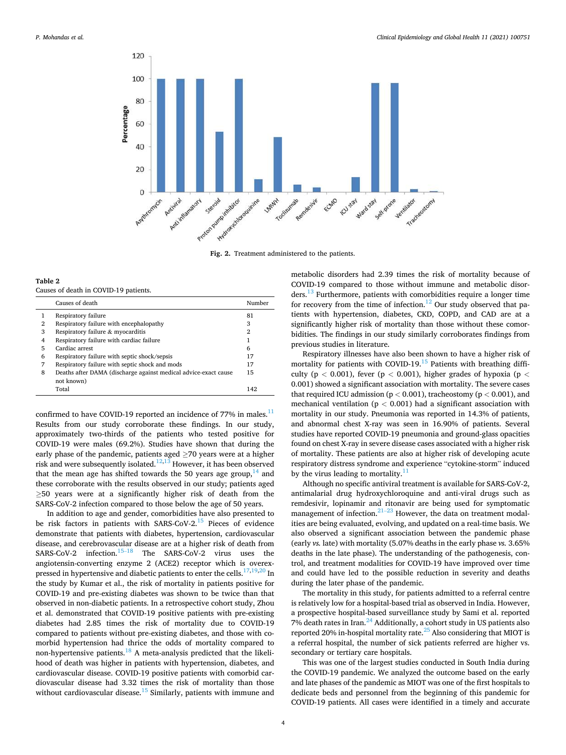Fig. 2. Treatment administered to the patients.

**Table 2**
Causes of death in COVID-19 patients.

| | Causes of death | Number |
|---|---|---|
| 1 | Respiratory failure | 81 |
| 2 | Respiratory failure with encephalopathy | 3 |
| 3 | Respiratory failure & myocarditis | 2 |
| 4 | Respiratory failure with cardiac failure | 1 |
| 5 | Cardiac arrest | 6 |
| 6 | Respiratory failure with septic shock/sepsis | 17 |
| 7 | Respiratory failure with septic shock and mods | 17 |
| 8 | Deaths after DAMA (discharge against medical advice-exact cause not known) | 15 |
| | Total | 142 |

confirmed to have COVID-19 reported an incidence of 77% in males.[11] Results from our study corroborate these findings. In our study, approximately two-thirds of the patients who tested positive for COVID-19 were males (69.2%). Studies have shown that during the early phase of the pandemic, patients aged ≥70 years were at a higher risk and were subsequently isolated.[12,13] However, it has been observed that the mean age has shifted towards the 50 years age group,[14] and these corroborate with the results observed in our study; patients aged ≥50 years were at a significantly higher risk of death from the SARS-CoV-2 infection compared to those below the age of 50 years.

In addition to age and gender, comorbidities have also presented to be risk factors in patients with SARS-CoV-2.[15] Pieces of evidence demonstrate that patients with diabetes, hypertension, cardiovascular disease, and cerebrovascular disease are at a higher risk of death from SARS-CoV-2 infection.[15–18] The SARS-CoV-2 virus uses the angiotensin-converting enzyme 2 (ACE2) receptor which is overexpressed in hypertensive and diabetic patients to enter the cells.[17,19,20] In the study by Kumar et al., the risk of mortality in patients positive for COVID-19 and pre-existing diabetes was shown to be twice than that observed in non-diabetic patients. In a retrospective cohort study, Zhou et al. demonstrated that COVID-19 positive patients with pre-existing diabetes had 2.85 times the risk of mortality due to COVID-19 compared to patients without pre-existing diabetes, and those with comorbid hypertension had thrice the odds of mortality compared to non-hypertensive patients.[18] A meta-analysis predicted that the likelihood of death was higher in patients with hypertension, diabetes, and cardiovascular disease. COVID-19 positive patients with comorbid cardiovascular disease had 3.32 times the risk of mortality than those without cardiovascular disease.[15] Similarly, patients with immune and metabolic disorders had 2.39 times the risk of mortality because of COVID-19 compared to those without immune and metabolic disorders.[13] Furthermore, patients with comorbidities require a longer time for recovery from the time of infection.[12] Our study observed that patients with hypertension, diabetes, CKD, COPD, and CAD are at a significantly higher risk of mortality than those without these comorbidities. The findings in our study similarly corroborates findings from previous studies in literature.

Respiratory illnesses have also been shown to have a higher risk of mortality for patients with COVID-19.[15] Patients with breathing difficulty ($p < 0.001$), fever ($p < 0.001$), higher grades of hypoxia ($p < 0.001$) showed a significant association with mortality. The severe cases that required ICU admission ($p < 0.001$), tracheostomy ($p < 0.001$), and mechanical ventilation ($p < 0.001$) had a significant association with mortality in our study. Pneumonia was reported in 14.3% of patients, and abnormal chest X-ray was seen in 16.90% of patients. Several studies have reported COVID-19 pneumonia and ground-glass opacities found on chest X-ray in severe disease cases associated with a higher risk of mortality. These patients are also at higher risk of developing acute respiratory distress syndrome and experience "cytokine-storm" induced by the virus leading to mortality.[11]

Although no specific antiviral treatment is available for SARS-CoV-2, antimalarial drug hydroxychloroquine and anti-viral drugs such as remdesivir, lopinamir and ritonavir are being used for symptomatic management of infection.[21–23] However, the data on treatment modalities are being evaluated, evolving, and updated on a real-time basis. We also observed a significant association between the pandemic phase (early *vs.* late) with mortality (5.07% deaths in the early phase *vs.* 3.65% deaths in the late phase). The understanding of the pathogenesis, control, and treatment modalities for COVID-19 have improved over time and could have led to the possible reduction in severity and deaths during the later phase of the pandemic.

The mortality in this study, for patients admitted to a referral centre is relatively low for a hospital-based trial as observed in India. However, a prospective hospital-based surveillance study by Sami et al. reported 7% death rates in Iran.[24] Additionally, a cohort study in US patients also reported 20% in-hospital mortality rate.[25] Also considering that MIOT is a referral hospital, the number of sick patients referred are higher vs. secondary or tertiary care hospitals.

This was one of the largest studies conducted in South India during the COVID-19 pandemic. We analyzed the outcome based on the early and late phases of the pandemic as MIOT was one of the first hospitals to dedicate beds and personnel from the beginning of this pandemic for COVID-19 patients. All cases were identified in a timely and accurate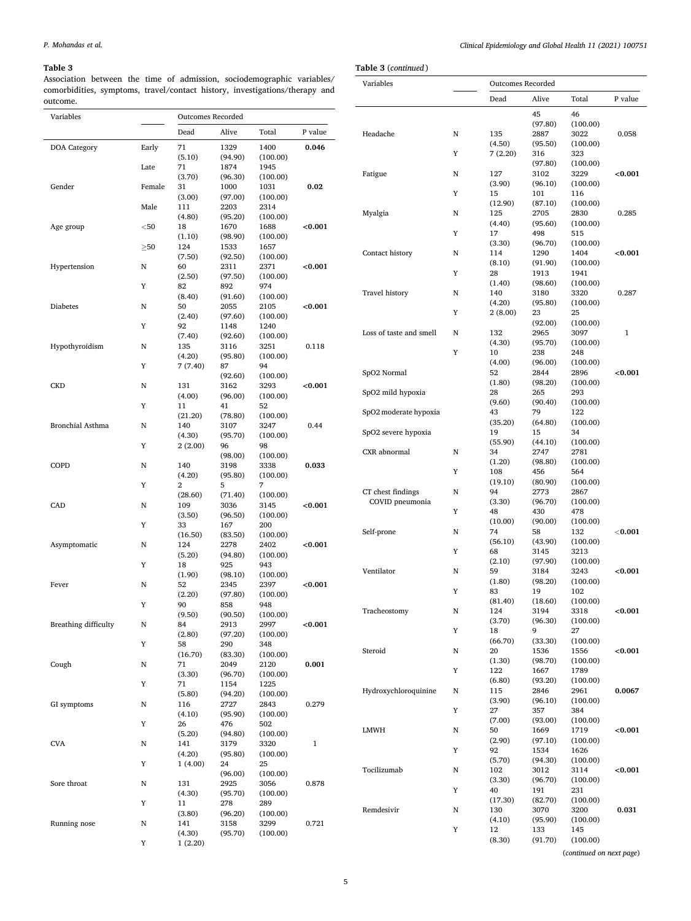**Table 3**

Association between the time of admission, sociodemographic variables/ comorbidities, symptoms, travel/contact history, investigations/therapy and outcome.

| Variables | | Outcomes Recorded | | | |
|---|---|---|---|---|---|
| | | Dead | Alive | Total | P value |
| DOA Category | Early | 71 (5.10) | 1329 (94.90) | 1400 (100.00) | **0.046** |
| | Late | 71 (3.70) | 1874 (96.30) | 1945 (100.00) | |
| Gender | Female | 31 (3.00) | 1000 (97.00) | 1031 (100.00) | **0.02** |
| | Male | 111 (4.80) | 2203 (95.20) | 2314 (100.00) | |
| Age group | <50 | 18 (1.10) | 1670 (98.90) | 1688 (100.00) | **<0.001** |
| | ≥50 | 124 (7.50) | 1533 (92.50) | 1657 (100.00) | |
| Hypertension | N | 60 (2.50) | 2311 (97.50) | 2371 (100.00) | **<0.001** |
| | Y | 82 (8.40) | 892 (91.60) | 974 (100.00) | |
| Diabetes | N | 50 (2.40) | 2055 (97.60) | 2105 (100.00) | **<0.001** |
| | Y | 92 (7.40) | 1148 (92.60) | 1240 (100.00) | |
| Hypothyroidism | N | 135 (4.20) | 3116 (95.80) | 3251 (100.00) | 0.118 |
| | Y | 7 (7.40) | 87 (92.60) | 94 (100.00) | |
| CKD | N | 131 (4.00) | 3162 (96.00) | 3293 (100.00) | **<0.001** |
| | Y | 11 (21.20) | 41 (78.80) | 52 (100.00) | |
| Bronchial Asthma | N | 140 (4.30) | 3107 (95.70) | 3247 (100.00) | 0.44 |
| | Y | 2 (2.00) | 96 (98.00) | 98 (100.00) | |
| COPD | N | 140 (4.20) | 3198 (95.80) | 3338 (100.00) | **0.033** |
| | Y | 2 (28.60) | 5 (71.40) | 7 (100.00) | |
| CAD | N | 109 (3.50) | 3036 (96.50) | 3145 (100.00) | **<0.001** |
| | Y | 33 (16.50) | 167 (83.50) | 200 (100.00) | |
| Asymptomatic | N | 124 (5.20) | 2278 (94.80) | 2402 (100.00) | **<0.001** |
| | Y | 18 (1.90) | 925 (98.10) | 943 (100.00) | |
| Fever | N | 52 (2.20) | 2345 (97.80) | 2397 (100.00) | **<0.001** |
| | Y | 90 (9.50) | 858 (90.50) | 948 (100.00) | |
| Breathing difficulty | N | 84 (2.80) | 2913 (97.20) | 2997 (100.00) | **<0.001** |
| | Y | 58 (16.70) | 290 (83.30) | 348 (100.00) | |
| Cough | N | 71 (3.30) | 2049 (96.70) | 2120 (100.00) | **0.001** |
| | Y | 71 (5.80) | 1154 (94.20) | 1225 (100.00) | |
| GI symptoms | N | 116 (4.10) | 2727 (95.90) | 2843 (100.00) | 0.279 |
| | Y | 26 (5.20) | 476 (94.80) | 502 (100.00) | |
| CVA | N | 141 (4.20) | 3179 (95.80) | 3320 (100.00) | 1 |
| | Y | 1 (4.00) | 24 (96.00) | 25 (100.00) | |
| Sore throat | N | 131 (4.30) | 2925 (95.70) | 3056 (100.00) | 0.878 |
| | Y | 11 (3.80) | 278 (96.20) | 289 (100.00) | |
| Running nose | N | 141 (4.30) | 3158 (95.70) | 3299 (100.00) | 0.721 |
| | Y | 1 (2.20) | 45 (97.80) | 46 (100.00) | |
| Headache | N | 135 (4.50) | 2887 (95.50) | 3022 (100.00) | 0.058 |
| | Y | 7 (2.20) | 316 (97.80) | 323 (100.00) | |
| Fatigue | N | 127 (3.90) | 3102 (96.10) | 3229 (100.00) | **<0.001** |
| | Y | 15 (12.90) | 101 (87.10) | 116 (100.00) | |
| Myalgia | N | 125 (4.40) | 2705 (95.60) | 2830 (100.00) | 0.285 |
| | Y | 17 (3.30) | 498 (96.70) | 515 (100.00) | |
| Contact history | N | 114 (8.10) | 1290 (91.90) | 1404 (100.00) | **<0.001** |
| | Y | 28 (1.40) | 1913 (98.60) | 1941 (100.00) | |
| Travel history | N | 140 (4.20) | 3180 (95.80) | 3320 (100.00) | 0.287 |
| | Y | 2 (8.00) | 23 (92.00) | 25 (100.00) | |
| Loss of taste and smell | N | 132 (4.30) | 2965 (95.70) | 3097 (100.00) | 1 |
| | Y | 10 (4.00) | 238 (96.00) | 248 (100.00) | |
| SpO2 Normal | | 52 (1.80) | 2844 (98.20) | 2896 (100.00) | **<0.001** |
| SpO2 mild hypoxia | | 28 (9.60) | 265 (90.40) | 293 (100.00) | |
| SpO2 moderate hypoxia | | 43 (35.20) | 79 (64.80) | 122 (100.00) | |
| SpO2 severe hypoxia | | 19 (55.90) | 15 (44.10) | 34 (100.00) | |
| CXR abnormal | N | 34 (1.20) | 2747 (98.80) | 2781 (100.00) | |
| | Y | 108 (19.10) | 456 (80.90) | 564 (100.00) | |
| CT chest findings COVID pneumonia | N | 94 (3.30) | 2773 (96.70) | 2867 (100.00) | |
| | Y | 48 (10.00) | 430 (90.00) | 478 (100.00) | |
| Self-prone | N | 74 (56.10) | 58 (43.90) | 132 (100.00) | **<0.001** |
| | Y | 68 (2.10) | 3145 (97.90) | 3213 (100.00) | |
| Ventilator | N | 59 (1.80) | 3184 (98.20) | 3243 (100.00) | **<0.001** |
| | Y | 83 (81.40) | 19 (18.60) | 102 (100.00) | |
| Tracheostomy | N | 124 (3.70) | 3194 (96.30) | 3318 (100.00) | **<0.001** |
| | Y | 18 (66.70) | 9 (33.30) | 27 (100.00) | |
| Steroid | N | 20 (1.30) | 1536 (98.70) | 1556 (100.00) | **<0.001** |
| | Y | 122 (6.80) | 1667 (93.20) | 1789 (100.00) | |
| Hydroxychloroquinine | N | 115 (3.90) | 2846 (96.10) | 2961 (100.00) | **0.0067** |
| | Y | 27 (7.00) | 357 (93.00) | 384 (100.00) | |
| LMWH | N | 50 (2.90) | 1669 (97.10) | 1719 (100.00) | **<0.001** |
| | Y | 92 (5.70) | 1534 (94.30) | 1626 (100.00) | |
| Tocilizumab | N | 102 (3.30) | 3012 (96.70) | 3114 (100.00) | **<0.001** |
| | Y | 40 (17.30) | 191 (82.70) | 231 (100.00) | |
| Remdesivir | N | 130 (4.10) | 3070 (95.90) | 3200 (100.00) | **0.031** |
| | Y | 12 (8.30) | 133 (91.70) | 145 (100.00) | |

(*continued on next page*)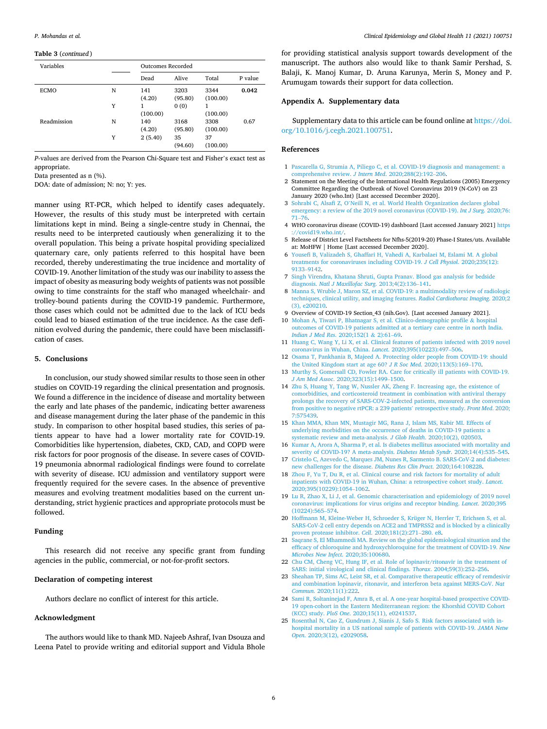**Table 3** (*continued*)

| Variables | | Outcomes Recorded | | | |
|---|---|---|---|---|---|
| | | Dead | Alive | Total | P value |
| ECMO | N | 141 (4.20) | 3203 (95.80) | 3344 (100.00) | **0.042** |
| | Y | 1 (100.00) | 0 (0) | 1 (100.00) | |
| Readmission | N | 140 (4.20) | 3168 (95.80) | 3308 (100.00) | 0.67 |
| | Y | 2 (5.40) | 35 (94.60) | 37 (100.00) | |

*P*-values are derived from the Pearson Chi-Square test and Fisher's exact test as appropriate.
Data presented as n (%).
DOA: date of admission; N: no; Y: yes.

manner using RT-PCR, which helped to identify cases adequately. However, the results of this study must be interpreted with certain limitations kept in mind. Being a single-centre study in Chennai, the results need to be interpreted cautiously when generalizing it to the overall population. This being a private hospital providing specialized quaternary care, only patients referred to this hospital have been recorded, thereby underestimating the true incidence and mortality of COVID-19. Another limitation of the study was our inability to assess the impact of obesity as measuring body weights of patients was not possible owing to time constraints for the staff who managed wheelchair- and trolley-bound patients during the COVID-19 pandemic. Furthermore, those cases which could not be admitted due to the lack of ICU beds could lead to biased estimation of the true incidence. As the case definition evolved during the pandemic, there could have been misclassification of cases.

## 5. Conclusions

In conclusion, our study showed similar results to those seen in other studies on COVID-19 regarding the clinical presentation and prognosis. We found a difference in the incidence of disease and mortality between the early and late phases of the pandemic, indicating better awareness and disease management during the later phase of the pandemic in this study. In comparison to other hospital based studies, this series of patients appear to have had a lower mortality rate for COVID-19. Comorbidities like hypertension, diabetes, CKD, CAD, and COPD were risk factors for poor prognosis of the disease. In severe cases of COVID-19 pneumonia abnormal radiological findings were found to correlate with severity of disease. ICU admission and ventilatory support were frequently required for the severe cases. In the absence of preventive measures and evolving treatment modalities based on the current understanding, strict hygienic practices and appropriate protocols must be followed.

## Funding

This research did not receive any specific grant from funding agencies in the public, commercial, or not-for-profit sectors.

## Declaration of competing interest

Authors declare no conflict of interest for this article.

## Acknowledgment

The authors would like to thank MD. Najeeb Ashraf, Ivan Dsouza and Leena Patel to provide writing and editorial support and Vidula Bhole for providing statistical analysis support towards development of the manuscript. The authors also would like to thank Samir Pershad, S. Balaji, K. Manoj Kumar, D. Aruna Karunya, Merin S, Money and P. Arumugam towards their support for data collection.

## Appendix A. Supplementary data

Supplementary data to this article can be found online at https://doi.org/10.1016/j.cegh.2021.100751.

## References

1 Pascarella G, Strumia A, Piliego C, et al. COVID-19 diagnosis and management: a comprehensive review. *J Intern Med.* 2020;288(2):192–206.
2 Statement on the Meeting of the International Health Regulations (2005) Emergency Committee Regarding the Outbreak of Novel Coronavirus 2019 (N-CoV) on 23 January 2020 (who.Int) [Last accessed December 2020].
3 Sohrabi C, Alsafi Z, O'Neill N, et al. World Health Organization declares global emergency: a review of the 2019 novel coronavirus (COVID-19). *Int J Surg.* 2020;76:71–76.
4 WHO coronavirus disease (COVID-19) dashboard [Last accessed January 2021] https://covid19.who.int/.
5 Release of District Level Factsheets for Nfhs-5(2019-20) Phase-I States/uts. Available at: MoHFW | Home [Last accessed December 2020].
6 Yousefi B, Valizadeh S, Ghaffari H, Vahedi A, Karbalaei M, Eslami M. A global treatments for coronaviruses including COVID-19. *J Cell Physiol.* 2020;235(12):9133–9142.
7 Singh Virendra, Khatana Shruti, Gupta Pranav. Blood gas analysis for bedside diagnosis. *Natl J Maxillofac Surg.* 2013;4(2):136–141.
8 Manna S, Wruble J, Maron SZ, et al. COVID-19: a multimodality review of radiologic techniques, clinical utility, and imaging features. *Radiol Cardiothorac Imaging.* 2020;2(3), e200210.
9 Overview of COVID-19 Section_43 (nih.Gov). [Last accessed January 2021].
10 Mohan A, Tiwari P, Bhatnagar S, et al. Clinico-demographic profile & hospital outcomes of COVID-19 patients admitted at a tertiary care centre in north India. *Indian J Med Res.* 2020;152(1 & 2):61–69.
11 Huang C, Wang Y, Li X, et al. Clinical features of patients infected with 2019 novel coronavirus in Wuhan, China. *Lancet.* 2020;395(10223):497–506.
12 Osama T, Pankhania B, Majeed A. Protecting older people from COVID-19: should the United Kingdom start at age 60? *J R Soc Med.* 2020;113(5):169–170.
13 Murthy S, Gomersall CD, Fowler RA. Care for critically ill patients with COVID-19. *J Am Med Assoc.* 2020;323(15):1499–1500.
14 Zhu S, Huang Y, Tang W, Nussler AK, Zheng F. Increasing age, the existence of comorbidities, and corticosteroid treatment in combination with antiviral therapy prolongs the recovery of SARS-COV-2-infected patients, measured as the conversion from positive to negative rtPCR: a 239 patients' retrospective study. *Front Med.* 2020;7:575439.
15 Khan MMA, Khan MN, Mustagir MG, Rana J, Islam MS, Kabir MI. Effects of underlying morbidities on the occurrence of deaths in COVID-19 patients: a systematic review and meta-analysis. *J Glob Health.* 2020;10(2), 020503.
16 Kumar A, Arora A, Sharma P, et al. Is diabetes mellitus associated with mortality and severity of COVID-19? A meta-analysis. *Diabetes Metab Syndr.* 2020;14(4):535–545.
17 Cristelo C, Azevedo C, Marques JM, Nunes R, Sarmento B. SARS-CoV-2 and diabetes: new challenges for the disease. *Diabetes Res Clin Pract.* 2020;164:108228.
18 Zhou F, Yu T, Du R, et al. Clinical course and risk factors for mortality of adult inpatients with COVID-19 in Wuhan, China: a retrospective cohort study. *Lancet.* 2020;395(10229):1054–1062.
19 Lu R, Zhao X, Li J, et al. Genomic characterisation and epidemiology of 2019 novel coronavirus: implications for virus origins and receptor binding. *Lancet.* 2020;395(10224):565–574.
20 Hoffmann M, Kleine-Weber H, Schroeder S, Krüger N, Herrler T, Erichsen S, et al. SARS-CoV-2 cell entry depends on ACE2 and TMPRSS2 and is blocked by a clinically proven protease inhibitor. *Cell.* 2020;181(2):271–280. e8.
21 Saqrane S, El Mhammedi MA. Review on the global epidemiological situation and the efficacy of chloroquine and hydroxychloroquine for the treatment of COVID-19. *New Microbes New Infect.* 2020;35:100680.
22 Chu CM, Cheng VC, Hung IF, et al. Role of lopinavir/ritonavir in the treatment of SARS: initial virological and clinical findings. *Thorax.* 2004;59(3):252–256.
23 Sheahan TP, Sims AC, Leist SR, et al. Comparative therapeutic efficacy of remdesivir and combination lopinavir, ritonavir, and interferon beta against MERS-CoV. *Nat Commun.* 2020;11(1):222.
24 Sami R, Soltaninejad F, Amra B, et al. A one-year hospital-based prospective COVID-19 open-cohort in the Eastern Mediterranean region: the Khorshid COVID Cohort (KCC) study. *PloS One.* 2020;15(11), e0241537.
25 Rosenthal N, Cao Z, Gundrum J, Sianis J, Safo S. Risk factors associated with in-hospital mortality in a US national sample of patients with COVID-19. *JAMA Netw Open.* 2020;3(12), e2029058.